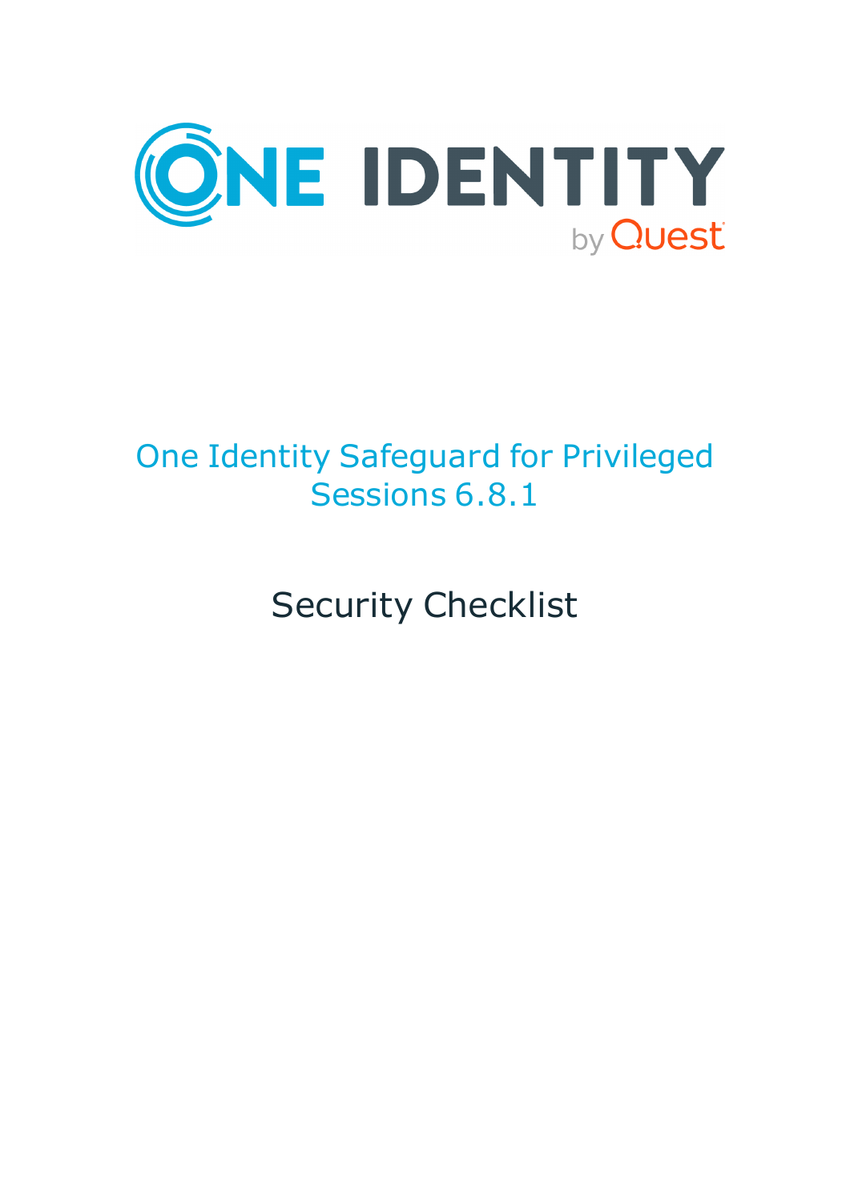# One Identity Safeguard for Privileged Sessions 6.8.1

## Security Checklist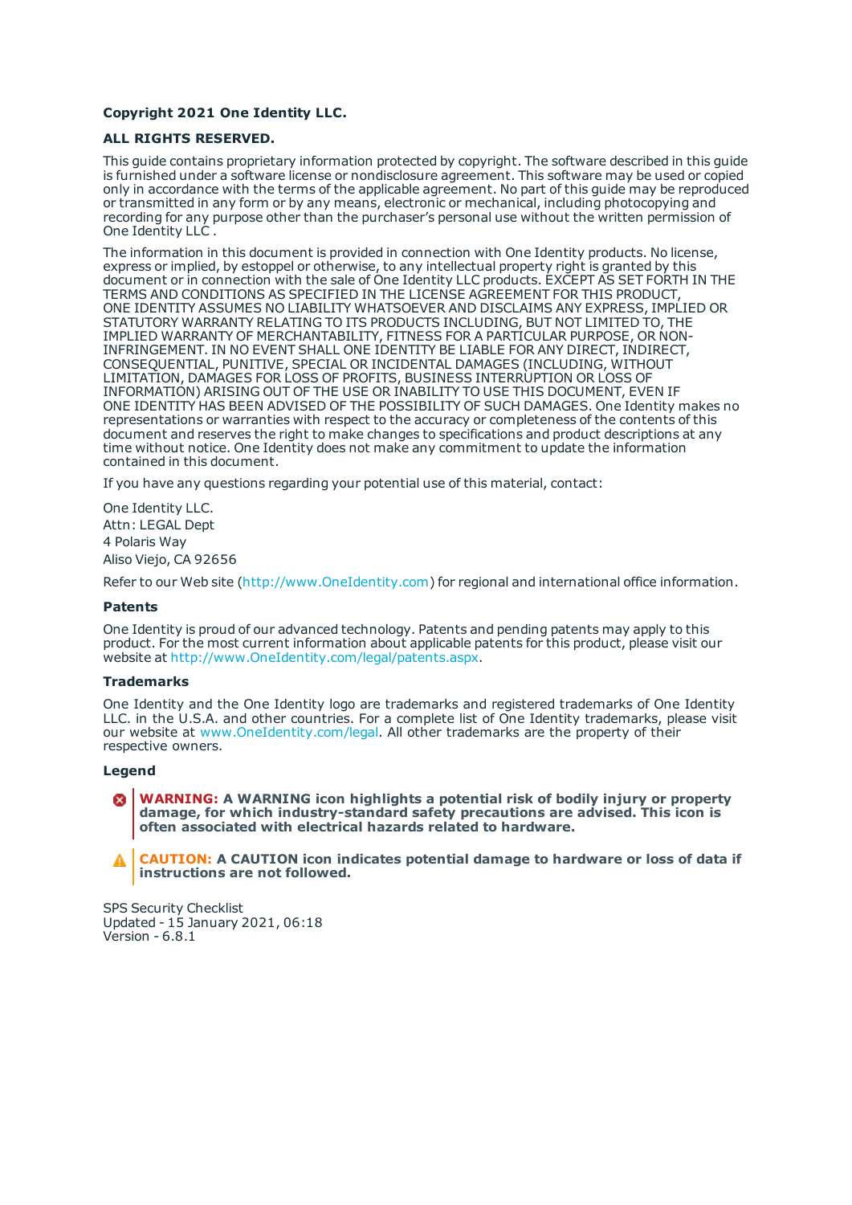**Copyright 2021 One Identity LLC.**

**ALL RIGHTS RESERVED.**

This guide contains proprietary information protected by copyright. The software described in this guide is furnished under a software license or nondisclosure agreement. This software may be used or copied only in accordance with the terms of the applicable agreement. No part of this guide may be reproduced or transmitted in any form or by any means, electronic or mechanical, including photocopying and recording for any purpose other than the purchaser's personal use without the written permission of One Identity LLC .

The information in this document is provided in connection with One Identity products. No license, express or implied, by estoppel or otherwise, to any intellectual property right is granted by this document or in connection with the sale of One Identity LLC products. EXCEPT AS SET FORTH IN THE TERMS AND CONDITIONS AS SPECIFIED IN THE LICENSE AGREEMENT FOR THIS PRODUCT, ONE IDENTITY ASSUMES NO LIABILITY WHATSOEVER AND DISCLAIMS ANY EXPRESS, IMPLIED OR STATUTORY WARRANTY RELATING TO ITS PRODUCTS INCLUDING, BUT NOT LIMITED TO, THE IMPLIED WARRANTY OF MERCHANTABILITY, FITNESS FOR A PARTICULAR PURPOSE, OR NON-INFRINGEMENT. IN NO EVENT SHALL ONE IDENTITY BE LIABLE FOR ANY DIRECT, INDIRECT, CONSEQUENTIAL, PUNITIVE, SPECIAL OR INCIDENTAL DAMAGES (INCLUDING, WITHOUT LIMITATION, DAMAGES FOR LOSS OF PROFITS, BUSINESS INTERRUPTION OR LOSS OF INFORMATION) ARISING OUT OF THE USE OR INABILITY TO USE THIS DOCUMENT, EVEN IF ONE IDENTITY HAS BEEN ADVISED OF THE POSSIBILITY OF SUCH DAMAGES. One Identity makes no representations or warranties with respect to the accuracy or completeness of the contents of this document and reserves the right to make changes to specifications and product descriptions at any time without notice. One Identity does not make any commitment to update the information contained in this document.

If you have any questions regarding your potential use of this material, contact:

One Identity LLC.
Attn: LEGAL Dept
4 Polaris Way
Aliso Viejo, CA 92656

Refer to our Web site (http://www.OneIdentity.com) for regional and international office information.

**Patents**

One Identity is proud of our advanced technology. Patents and pending patents may apply to this product. For the most current information about applicable patents for this product, please visit our website at http://www.OneIdentity.com/legal/patents.aspx.

**Trademarks**

One Identity and the One Identity logo are trademarks and registered trademarks of One Identity LLC. in the U.S.A. and other countries. For a complete list of One Identity trademarks, please visit our website at www.OneIdentity.com/legal. All other trademarks are the property of their respective owners.

**Legend**

**WARNING: A WARNING icon highlights a potential risk of bodily injury or property damage, for which industry-standard safety precautions are advised. This icon is often associated with electrical hazards related to hardware.**

**CAUTION: A CAUTION icon indicates potential damage to hardware or loss of data if instructions are not followed.**

SPS Security Checklist
Updated - 15 January 2021, 06:18
Version - 6.8.1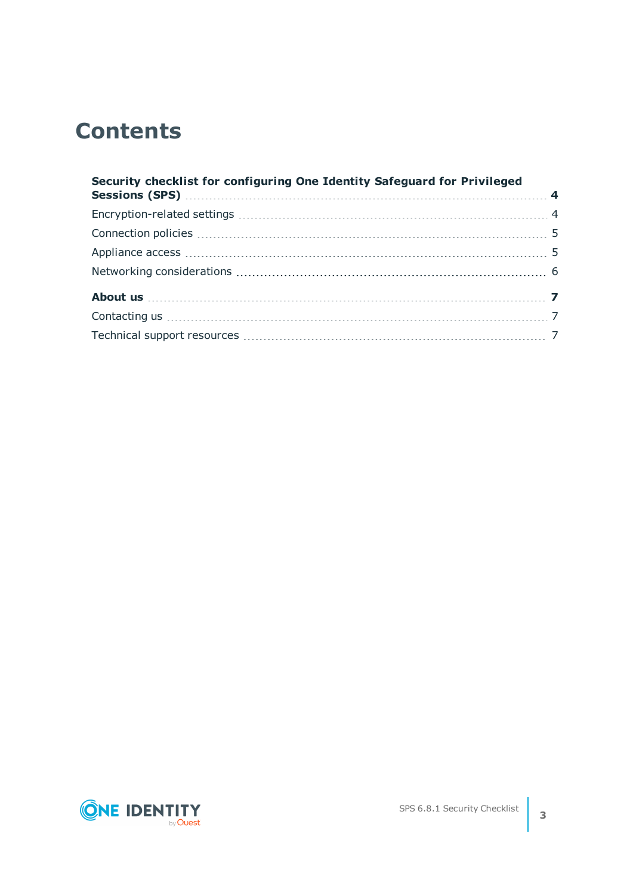# Contents

**Security checklist for configuring One Identity Safeguard for Privileged Sessions (SPS)** ..... **4**

Encryption-related settings ..... 4

Connection policies ..... 5

Appliance access ..... 5

Networking considerations ..... 6

**About us** ..... **7**

Contacting us ..... 7

Technical support resources ..... 7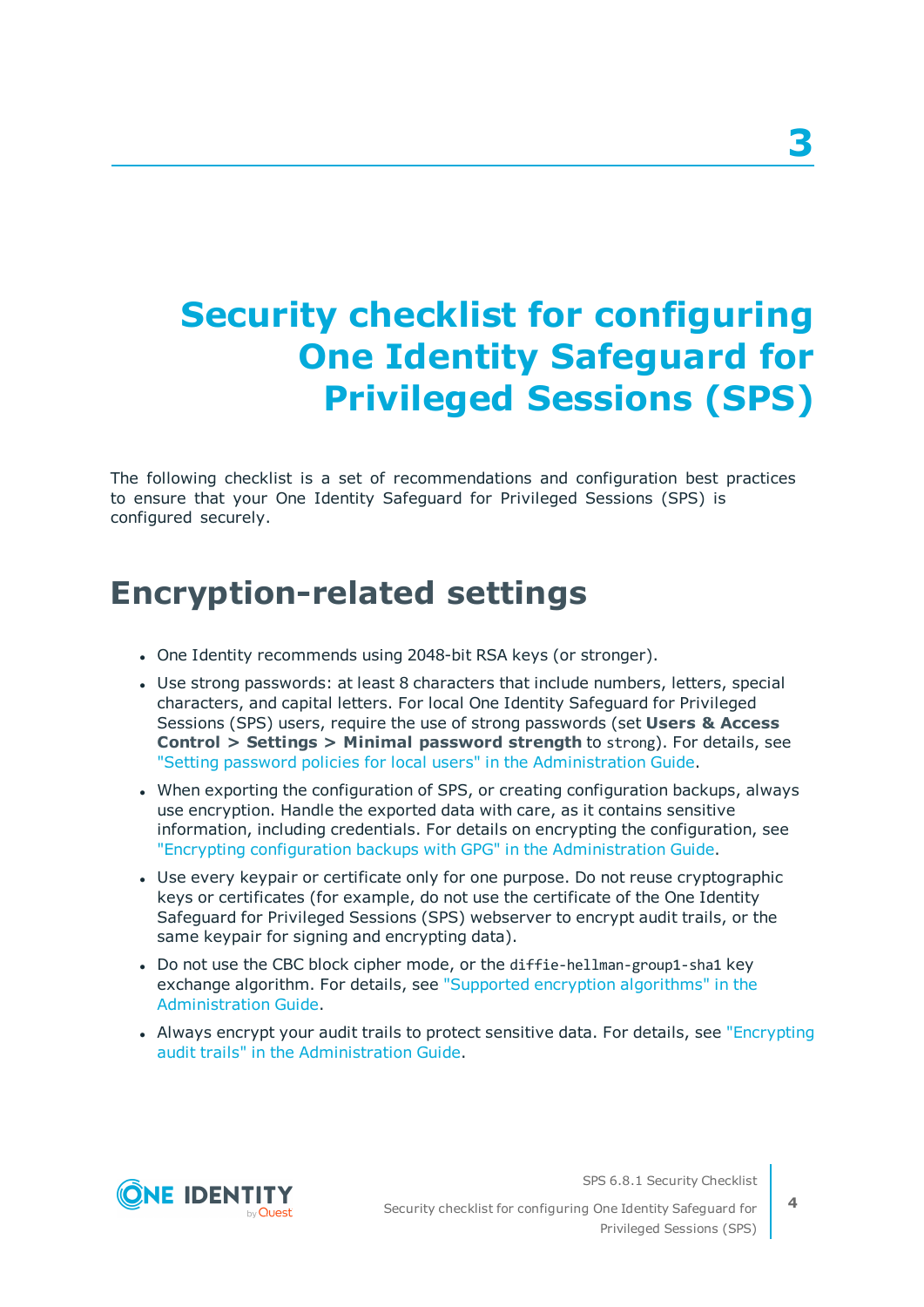# 3

# Security checklist for configuring One Identity Safeguard for Privileged Sessions (SPS)

The following checklist is a set of recommendations and configuration best practices to ensure that your One Identity Safeguard for Privileged Sessions (SPS) is configured securely.

## Encryption-related settings

- One Identity recommends using 2048-bit RSA keys (or stronger).
- Use strong passwords: at least 8 characters that include numbers, letters, special characters, and capital letters. For local One Identity Safeguard for Privileged Sessions (SPS) users, require the use of strong passwords (set **Users & Access Control > Settings > Minimal password strength** to `strong`). For details, see "Setting password policies for local users" in the Administration Guide.
- When exporting the configuration of SPS, or creating configuration backups, always use encryption. Handle the exported data with care, as it contains sensitive information, including credentials. For details on encrypting the configuration, see "Encrypting configuration backups with GPG" in the Administration Guide.
- Use every keypair or certificate only for one purpose. Do not reuse cryptographic keys or certificates (for example, do not use the certificate of the One Identity Safeguard for Privileged Sessions (SPS) webserver to encrypt audit trails, or the same keypair for signing and encrypting data).
- Do not use the CBC block cipher mode, or the `diffie-hellman-group1-sha1` key exchange algorithm. For details, see "Supported encryption algorithms" in the Administration Guide.
- Always encrypt your audit trails to protect sensitive data. For details, see "Encrypting audit trails" in the Administration Guide.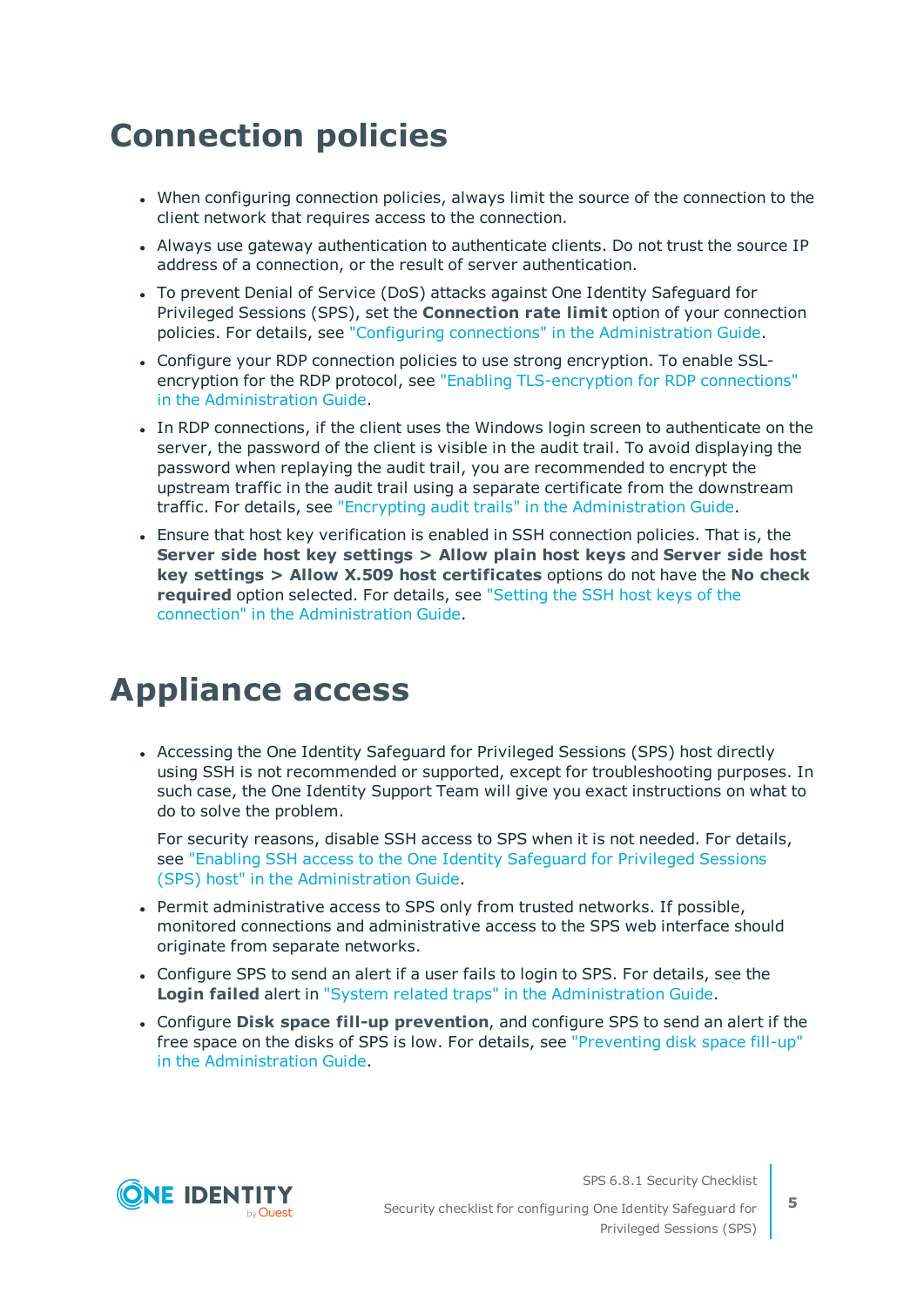# Connection policies

- When configuring connection policies, always limit the source of the connection to the client network that requires access to the connection.
- Always use gateway authentication to authenticate clients. Do not trust the source IP address of a connection, or the result of server authentication.
- To prevent Denial of Service (DoS) attacks against One Identity Safeguard for Privileged Sessions (SPS), set the **Connection rate limit** option of your connection policies. For details, see "Configuring connections" in the Administration Guide.
- Configure your RDP connection policies to use strong encryption. To enable SSL-encryption for the RDP protocol, see "Enabling TLS-encryption for RDP connections" in the Administration Guide.
- In RDP connections, if the client uses the Windows login screen to authenticate on the server, the password of the client is visible in the audit trail. To avoid displaying the password when replaying the audit trail, you are recommended to encrypt the upstream traffic in the audit trail using a separate certificate from the downstream traffic. For details, see "Encrypting audit trails" in the Administration Guide.
- Ensure that host key verification is enabled in SSH connection policies. That is, the **Server side host key settings > Allow plain host keys** and **Server side host key settings > Allow X.509 host certificates** options do not have the **No check required** option selected. For details, see "Setting the SSH host keys of the connection" in the Administration Guide.

# Appliance access

- Accessing the One Identity Safeguard for Privileged Sessions (SPS) host directly using SSH is not recommended or supported, except for troubleshooting purposes. In such case, the One Identity Support Team will give you exact instructions on what to do to solve the problem.

  For security reasons, disable SSH access to SPS when it is not needed. For details, see "Enabling SSH access to the One Identity Safeguard for Privileged Sessions (SPS) host" in the Administration Guide.
- Permit administrative access to SPS only from trusted networks. If possible, monitored connections and administrative access to the SPS web interface should originate from separate networks.
- Configure SPS to send an alert if a user fails to login to SPS. For details, see the **Login failed** alert in "System related traps" in the Administration Guide.
- Configure **Disk space fill-up prevention**, and configure SPS to send an alert if the free space on the disks of SPS is low. For details, see "Preventing disk space fill-up" in the Administration Guide.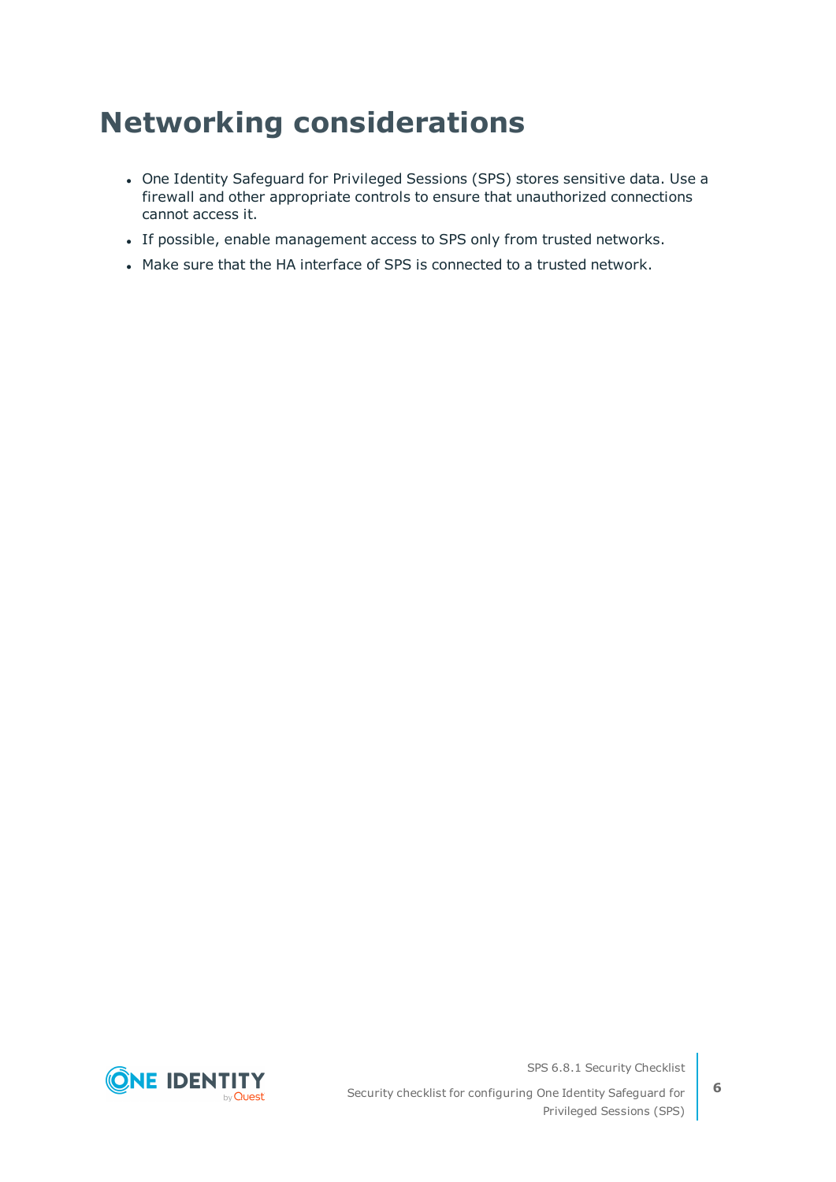# Networking considerations

- One Identity Safeguard for Privileged Sessions (SPS) stores sensitive data. Use a firewall and other appropriate controls to ensure that unauthorized connections cannot access it.
- If possible, enable management access to SPS only from trusted networks.
- Make sure that the HA interface of SPS is connected to a trusted network.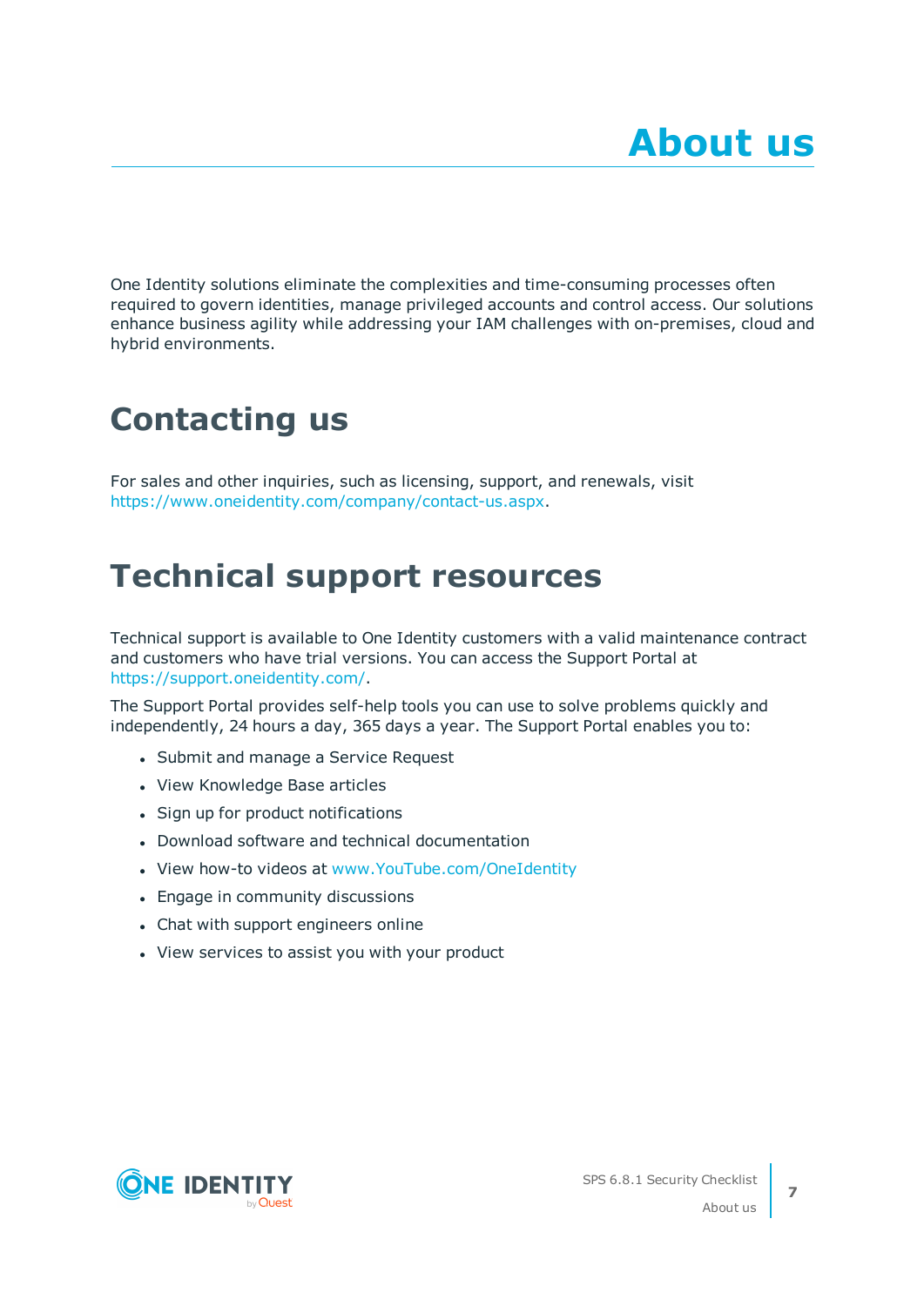# About us

One Identity solutions eliminate the complexities and time-consuming processes often required to govern identities, manage privileged accounts and control access. Our solutions enhance business agility while addressing your IAM challenges with on-premises, cloud and hybrid environments.

## Contacting us

For sales and other inquiries, such as licensing, support, and renewals, visit https://www.oneidentity.com/company/contact-us.aspx.

## Technical support resources

Technical support is available to One Identity customers with a valid maintenance contract and customers who have trial versions. You can access the Support Portal at https://support.oneidentity.com/.

The Support Portal provides self-help tools you can use to solve problems quickly and independently, 24 hours a day, 365 days a year. The Support Portal enables you to:

- Submit and manage a Service Request
- View Knowledge Base articles
- Sign up for product notifications
- Download software and technical documentation
- View how-to videos at www.YouTube.com/OneIdentity
- Engage in community discussions
- Chat with support engineers online
- View services to assist you with your product